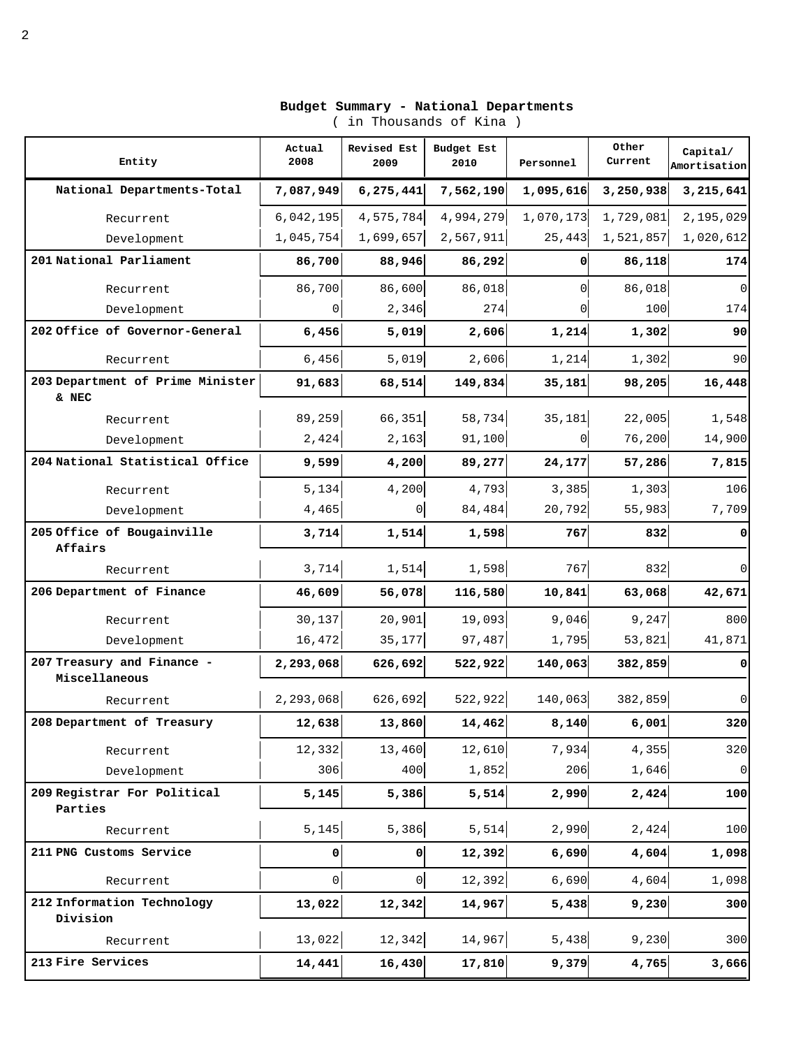**Budget Summary - National Departments**

( in Thousands of Kina )

| Entity | Actual 2008 | Revised Est 2009 | Budget Est 2010 | Personnel | Other Current | Capital/ Amortisation |
|---|---|---|---|---|---|---|
| **National Departments-Total** | **7,087,949** | **6,275,441** | **7,562,190** | **1,095,616** | **3,250,938** | **3,215,641** |
| Recurrent | 6,042,195 | 4,575,784 | 4,994,279 | 1,070,173 | 1,729,081 | 2,195,029 |
| Development | 1,045,754 | 1,699,657 | 2,567,911 | 25,443 | 1,521,857 | 1,020,612 |
| **201 National Parliament** | **86,700** | **88,946** | **86,292** | **0** | **86,118** | **174** |
| Recurrent | 86,700 | 86,600 | 86,018 | 0 | 86,018 | 0 |
| Development | 0 | 2,346 | 274 | 0 | 100 | 174 |
| **202 Office of Governor-General** | **6,456** | **5,019** | **2,606** | **1,214** | **1,302** | **90** |
| Recurrent | 6,456 | 5,019 | 2,606 | 1,214 | 1,302 | 90 |
| **203 Department of Prime Minister & NEC** | **91,683** | **68,514** | **149,834** | **35,181** | **98,205** | **16,448** |
| Recurrent | 89,259 | 66,351 | 58,734 | 35,181 | 22,005 | 1,548 |
| Development | 2,424 | 2,163 | 91,100 | 0 | 76,200 | 14,900 |
| **204 National Statistical Office** | **9,599** | **4,200** | **89,277** | **24,177** | **57,286** | **7,815** |
| Recurrent | 5,134 | 4,200 | 4,793 | 3,385 | 1,303 | 106 |
| Development | 4,465 | 0 | 84,484 | 20,792 | 55,983 | 7,709 |
| **205 Office of Bougainville Affairs** | **3,714** | **1,514** | **1,598** | **767** | **832** | **0** |
| Recurrent | 3,714 | 1,514 | 1,598 | 767 | 832 | 0 |
| **206 Department of Finance** | **46,609** | **56,078** | **116,580** | **10,841** | **63,068** | **42,671** |
| Recurrent | 30,137 | 20,901 | 19,093 | 9,046 | 9,247 | 800 |
| Development | 16,472 | 35,177 | 97,487 | 1,795 | 53,821 | 41,871 |
| **207 Treasury and Finance - Miscellaneous** | **2,293,068** | **626,692** | **522,922** | **140,063** | **382,859** | **0** |
| Recurrent | 2,293,068 | 626,692 | 522,922 | 140,063 | 382,859 | 0 |
| **208 Department of Treasury** | **12,638** | **13,860** | **14,462** | **8,140** | **6,001** | **320** |
| Recurrent | 12,332 | 13,460 | 12,610 | 7,934 | 4,355 | 320 |
| Development | 306 | 400 | 1,852 | 206 | 1,646 | 0 |
| **209 Registrar For Political Parties** | **5,145** | **5,386** | **5,514** | **2,990** | **2,424** | **100** |
| Recurrent | 5,145 | 5,386 | 5,514 | 2,990 | 2,424 | 100 |
| **211 PNG Customs Service** | **0** | **0** | **12,392** | **6,690** | **4,604** | **1,098** |
| Recurrent | 0 | 0 | 12,392 | 6,690 | 4,604 | 1,098 |
| **212 Information Technology Division** | **13,022** | **12,342** | **14,967** | **5,438** | **9,230** | **300** |
| Recurrent | 13,022 | 12,342 | 14,967 | 5,438 | 9,230 | 300 |
| **213 Fire Services** | **14,441** | **16,430** | **17,810** | **9,379** | **4,765** | **3,666** |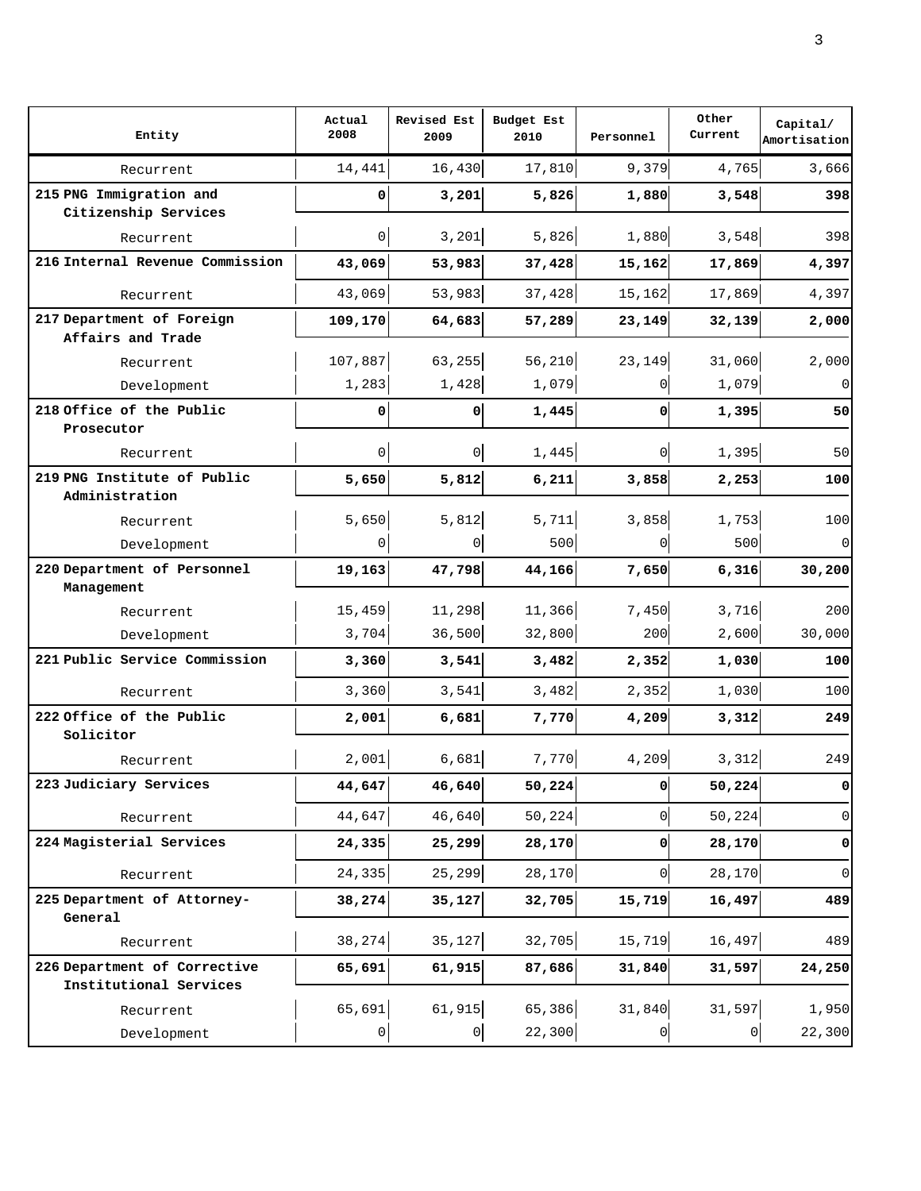| Entity | Actual 2008 | Revised Est 2009 | Budget Est 2010 | Personnel | Other Current | Capital/ Amortisation |
|---|---|---|---|---|---|---|
| Recurrent | 14,441 | 16,430 | 17,810 | 9,379 | 4,765 | 3,666 |
| **215 PNG Immigration and Citizenship Services** | **0** | **3,201** | **5,826** | **1,880** | **3,548** | **398** |
| Recurrent | 0 | 3,201 | 5,826 | 1,880 | 3,548 | 398 |
| **216 Internal Revenue Commission** | **43,069** | **53,983** | **37,428** | **15,162** | **17,869** | **4,397** |
| Recurrent | 43,069 | 53,983 | 37,428 | 15,162 | 17,869 | 4,397 |
| **217 Department of Foreign Affairs and Trade** | **109,170** | **64,683** | **57,289** | **23,149** | **32,139** | **2,000** |
| Recurrent | 107,887 | 63,255 | 56,210 | 23,149 | 31,060 | 2,000 |
| Development | 1,283 | 1,428 | 1,079 | 0 | 1,079 | 0 |
| **218 Office of the Public Prosecutor** | **0** | **0** | **1,445** | **0** | **1,395** | **50** |
| Recurrent | 0 | 0 | 1,445 | 0 | 1,395 | 50 |
| **219 PNG Institute of Public Administration** | **5,650** | **5,812** | **6,211** | **3,858** | **2,253** | **100** |
| Recurrent | 5,650 | 5,812 | 5,711 | 3,858 | 1,753 | 100 |
| Development | 0 | 0 | 500 | 0 | 500 | 0 |
| **220 Department of Personnel Management** | **19,163** | **47,798** | **44,166** | **7,650** | **6,316** | **30,200** |
| Recurrent | 15,459 | 11,298 | 11,366 | 7,450 | 3,716 | 200 |
| Development | 3,704 | 36,500 | 32,800 | 200 | 2,600 | 30,000 |
| **221 Public Service Commission** | **3,360** | **3,541** | **3,482** | **2,352** | **1,030** | **100** |
| Recurrent | 3,360 | 3,541 | 3,482 | 2,352 | 1,030 | 100 |
| **222 Office of the Public Solicitor** | **2,001** | **6,681** | **7,770** | **4,209** | **3,312** | **249** |
| Recurrent | 2,001 | 6,681 | 7,770 | 4,209 | 3,312 | 249 |
| **223 Judiciary Services** | **44,647** | **46,640** | **50,224** | **0** | **50,224** | **0** |
| Recurrent | 44,647 | 46,640 | 50,224 | 0 | 50,224 | 0 |
| **224 Magisterial Services** | **24,335** | **25,299** | **28,170** | **0** | **28,170** | **0** |
| Recurrent | 24,335 | 25,299 | 28,170 | 0 | 28,170 | 0 |
| **225 Department of Attorney-General** | **38,274** | **35,127** | **32,705** | **15,719** | **16,497** | **489** |
| Recurrent | 38,274 | 35,127 | 32,705 | 15,719 | 16,497 | 489 |
| **226 Department of Corrective Institutional Services** | **65,691** | **61,915** | **87,686** | **31,840** | **31,597** | **24,250** |
| Recurrent | 65,691 | 61,915 | 65,386 | 31,840 | 31,597 | 1,950 |
| Development | 0 | 0 | 22,300 | 0 | 0 | 22,300 |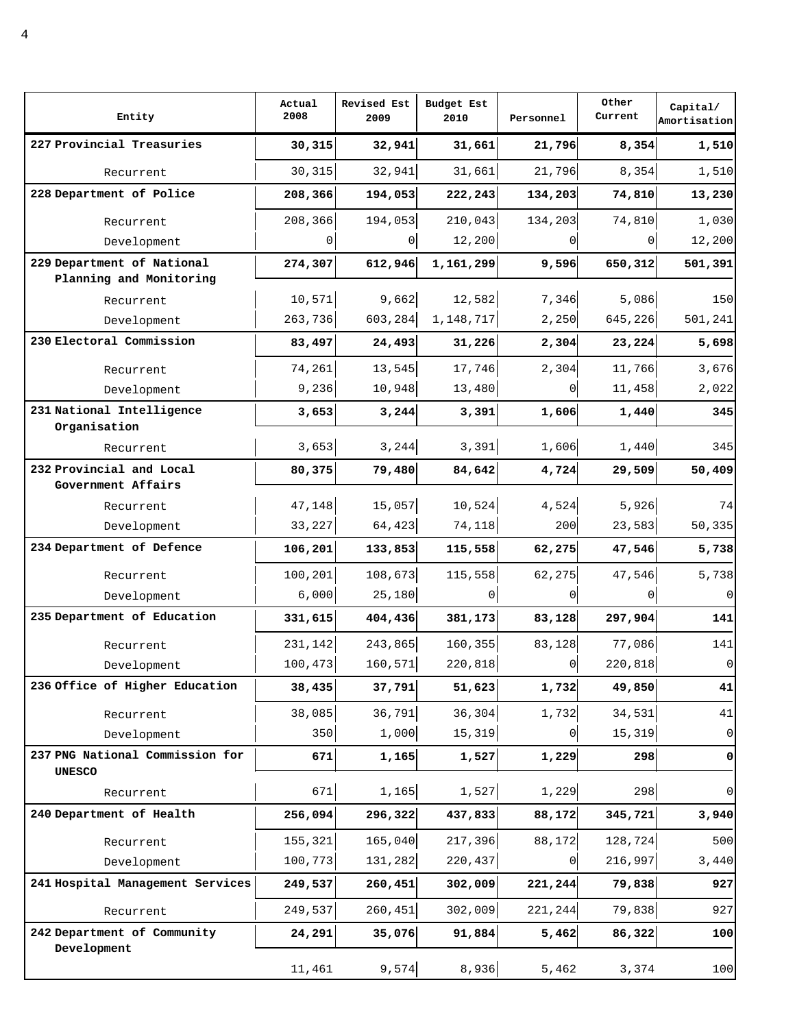| Entity | Actual 2008 | Revised Est 2009 | Budget Est 2010 | Personnel | Other Current | Capital/ Amortisation |
|---|---|---|---|---|---|---|
| **227 Provincial Treasuries** | **30,315** | **32,941** | **31,661** | **21,796** | **8,354** | **1,510** |
| Recurrent | 30,315 | 32,941 | 31,661 | 21,796 | 8,354 | 1,510 |
| **228 Department of Police** | **208,366** | **194,053** | **222,243** | **134,203** | **74,810** | **13,230** |
| Recurrent | 208,366 | 194,053 | 210,043 | 134,203 | 74,810 | 1,030 |
| Development | 0 | 0 | 12,200 | 0 | 0 | 12,200 |
| **229 Department of National Planning and Monitoring** | **274,307** | **612,946** | **1,161,299** | **9,596** | **650,312** | **501,391** |
| Recurrent | 10,571 | 9,662 | 12,582 | 7,346 | 5,086 | 150 |
| Development | 263,736 | 603,284 | 1,148,717 | 2,250 | 645,226 | 501,241 |
| **230 Electoral Commission** | **83,497** | **24,493** | **31,226** | **2,304** | **23,224** | **5,698** |
| Recurrent | 74,261 | 13,545 | 17,746 | 2,304 | 11,766 | 3,676 |
| Development | 9,236 | 10,948 | 13,480 | 0 | 11,458 | 2,022 |
| **231 National Intelligence Organisation** | **3,653** | **3,244** | **3,391** | **1,606** | **1,440** | **345** |
| Recurrent | 3,653 | 3,244 | 3,391 | 1,606 | 1,440 | 345 |
| **232 Provincial and Local Government Affairs** | **80,375** | **79,480** | **84,642** | **4,724** | **29,509** | **50,409** |
| Recurrent | 47,148 | 15,057 | 10,524 | 4,524 | 5,926 | 74 |
| Development | 33,227 | 64,423 | 74,118 | 200 | 23,583 | 50,335 |
| **234 Department of Defence** | **106,201** | **133,853** | **115,558** | **62,275** | **47,546** | **5,738** |
| Recurrent | 100,201 | 108,673 | 115,558 | 62,275 | 47,546 | 5,738 |
| Development | 6,000 | 25,180 | 0 | 0 | 0 | 0 |
| **235 Department of Education** | **331,615** | **404,436** | **381,173** | **83,128** | **297,904** | **141** |
| Recurrent | 231,142 | 243,865 | 160,355 | 83,128 | 77,086 | 141 |
| Development | 100,473 | 160,571 | 220,818 | 0 | 220,818 | 0 |
| **236 Office of Higher Education** | **38,435** | **37,791** | **51,623** | **1,732** | **49,850** | **41** |
| Recurrent | 38,085 | 36,791 | 36,304 | 1,732 | 34,531 | 41 |
| Development | 350 | 1,000 | 15,319 | 0 | 15,319 | 0 |
| **237 PNG National Commission for UNESCO** | **671** | **1,165** | **1,527** | **1,229** | **298** | **0** |
| Recurrent | 671 | 1,165 | 1,527 | 1,229 | 298 | 0 |
| **240 Department of Health** | **256,094** | **296,322** | **437,833** | **88,172** | **345,721** | **3,940** |
| Recurrent | 155,321 | 165,040 | 217,396 | 88,172 | 128,724 | 500 |
| Development | 100,773 | 131,282 | 220,437 | 0 | 216,997 | 3,440 |
| **241 Hospital Management Services** | **249,537** | **260,451** | **302,009** | **221,244** | **79,838** | **927** |
| Recurrent | 249,537 | 260,451 | 302,009 | 221,244 | 79,838 | 927 |
| **242 Department of Community Development** | **24,291** | **35,076** | **91,884** | **5,462** | **86,322** | **100** |
| | 11,461 | 9,574 | 8,936 | 5,462 | 3,374 | 100 |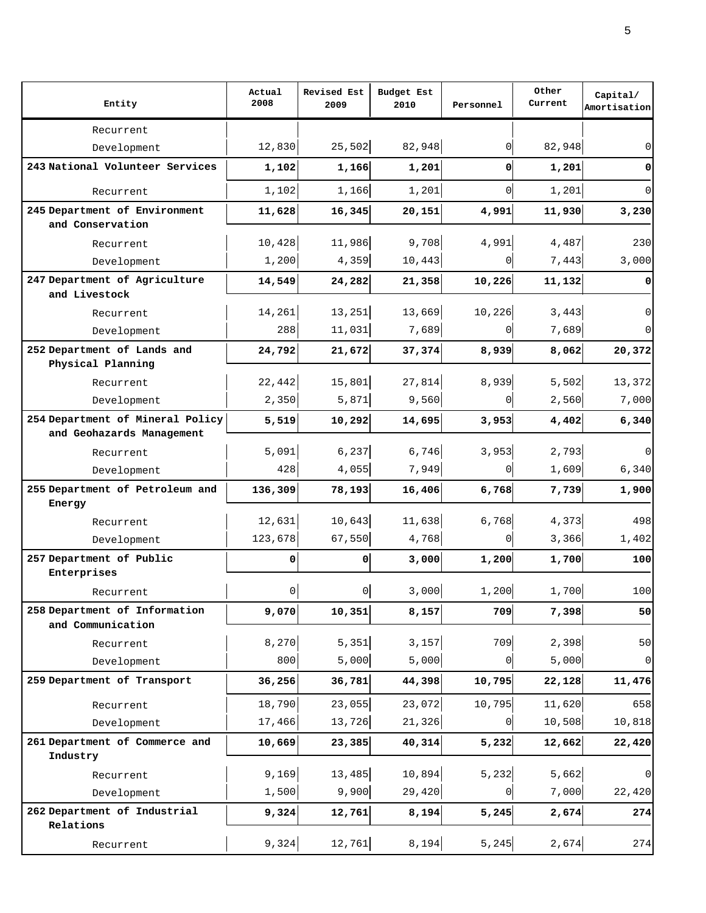| Entity | Actual 2008 | Revised Est 2009 | Budget Est 2010 | Personnel | Other Current | Capital/ Amortisation |
|---|---|---|---|---|---|---|
| Recurrent | | | | | | |
| Development | 12,830 | 25,502 | 82,948 | 0 | 82,948 | 0 |
| **243 National Volunteer Services** | **1,102** | **1,166** | **1,201** | **0** | **1,201** | **0** |
| Recurrent | 1,102 | 1,166 | 1,201 | 0 | 1,201 | 0 |
| **245 Department of Environment and Conservation** | **11,628** | **16,345** | **20,151** | **4,991** | **11,930** | **3,230** |
| Recurrent | 10,428 | 11,986 | 9,708 | 4,991 | 4,487 | 230 |
| Development | 1,200 | 4,359 | 10,443 | 0 | 7,443 | 3,000 |
| **247 Department of Agriculture and Livestock** | **14,549** | **24,282** | **21,358** | **10,226** | **11,132** | **0** |
| Recurrent | 14,261 | 13,251 | 13,669 | 10,226 | 3,443 | 0 |
| Development | 288 | 11,031 | 7,689 | 0 | 7,689 | 0 |
| **252 Department of Lands and Physical Planning** | **24,792** | **21,672** | **37,374** | **8,939** | **8,062** | **20,372** |
| Recurrent | 22,442 | 15,801 | 27,814 | 8,939 | 5,502 | 13,372 |
| Development | 2,350 | 5,871 | 9,560 | 0 | 2,560 | 7,000 |
| **254 Department of Mineral Policy and Geohazards Management** | **5,519** | **10,292** | **14,695** | **3,953** | **4,402** | **6,340** |
| Recurrent | 5,091 | 6,237 | 6,746 | 3,953 | 2,793 | 0 |
| Development | 428 | 4,055 | 7,949 | 0 | 1,609 | 6,340 |
| **255 Department of Petroleum and Energy** | **136,309** | **78,193** | **16,406** | **6,768** | **7,739** | **1,900** |
| Recurrent | 12,631 | 10,643 | 11,638 | 6,768 | 4,373 | 498 |
| Development | 123,678 | 67,550 | 4,768 | 0 | 3,366 | 1,402 |
| **257 Department of Public Enterprises** | **0** | **0** | **3,000** | **1,200** | **1,700** | **100** |
| Recurrent | 0 | 0 | 3,000 | 1,200 | 1,700 | 100 |
| **258 Department of Information and Communication** | **9,070** | **10,351** | **8,157** | **709** | **7,398** | **50** |
| Recurrent | 8,270 | 5,351 | 3,157 | 709 | 2,398 | 50 |
| Development | 800 | 5,000 | 5,000 | 0 | 5,000 | 0 |
| **259 Department of Transport** | **36,256** | **36,781** | **44,398** | **10,795** | **22,128** | **11,476** |
| Recurrent | 18,790 | 23,055 | 23,072 | 10,795 | 11,620 | 658 |
| Development | 17,466 | 13,726 | 21,326 | 0 | 10,508 | 10,818 |
| **261 Department of Commerce and Industry** | **10,669** | **23,385** | **40,314** | **5,232** | **12,662** | **22,420** |
| Recurrent | 9,169 | 13,485 | 10,894 | 5,232 | 5,662 | 0 |
| Development | 1,500 | 9,900 | 29,420 | 0 | 7,000 | 22,420 |
| **262 Department of Industrial Relations** | **9,324** | **12,761** | **8,194** | **5,245** | **2,674** | **274** |
| Recurrent | 9,324 | 12,761 | 8,194 | 5,245 | 2,674 | 274 |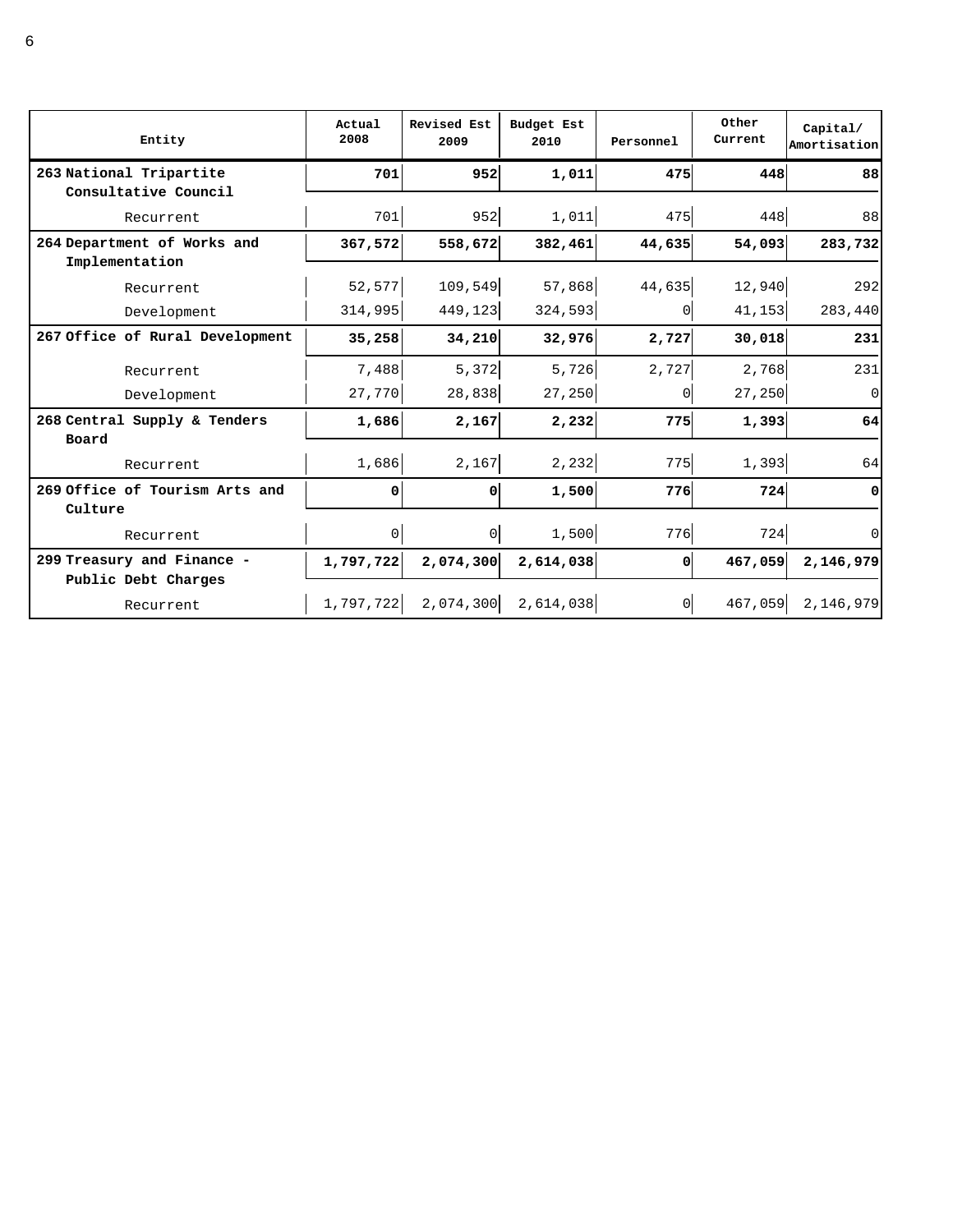| Entity | Actual 2008 | Revised Est 2009 | Budget Est 2010 | Personnel | Other Current | Capital/ Amortisation |
|---|---|---|---|---|---|---|
| **263 National Tripartite Consultative Council** | **701** | **952** | **1,011** | **475** | **448** | **88** |
| Recurrent | 701 | 952 | 1,011 | 475 | 448 | 88 |
| **264 Department of Works and Implementation** | **367,572** | **558,672** | **382,461** | **44,635** | **54,093** | **283,732** |
| Recurrent | 52,577 | 109,549 | 57,868 | 44,635 | 12,940 | 292 |
| Development | 314,995 | 449,123 | 324,593 | 0 | 41,153 | 283,440 |
| **267 Office of Rural Development** | **35,258** | **34,210** | **32,976** | **2,727** | **30,018** | **231** |
| Recurrent | 7,488 | 5,372 | 5,726 | 2,727 | 2,768 | 231 |
| Development | 27,770 | 28,838 | 27,250 | 0 | 27,250 | 0 |
| **268 Central Supply & Tenders Board** | **1,686** | **2,167** | **2,232** | **775** | **1,393** | **64** |
| Recurrent | 1,686 | 2,167 | 2,232 | 775 | 1,393 | 64 |
| **269 Office of Tourism Arts and Culture** | **0** | **0** | **1,500** | **776** | **724** | **0** |
| Recurrent | 0 | 0 | 1,500 | 776 | 724 | 0 |
| **299 Treasury and Finance - Public Debt Charges** | **1,797,722** | **2,074,300** | **2,614,038** | **0** | **467,059** | **2,146,979** |
| Recurrent | 1,797,722 | 2,074,300 | 2,614,038 | 0 | 467,059 | 2,146,979 |